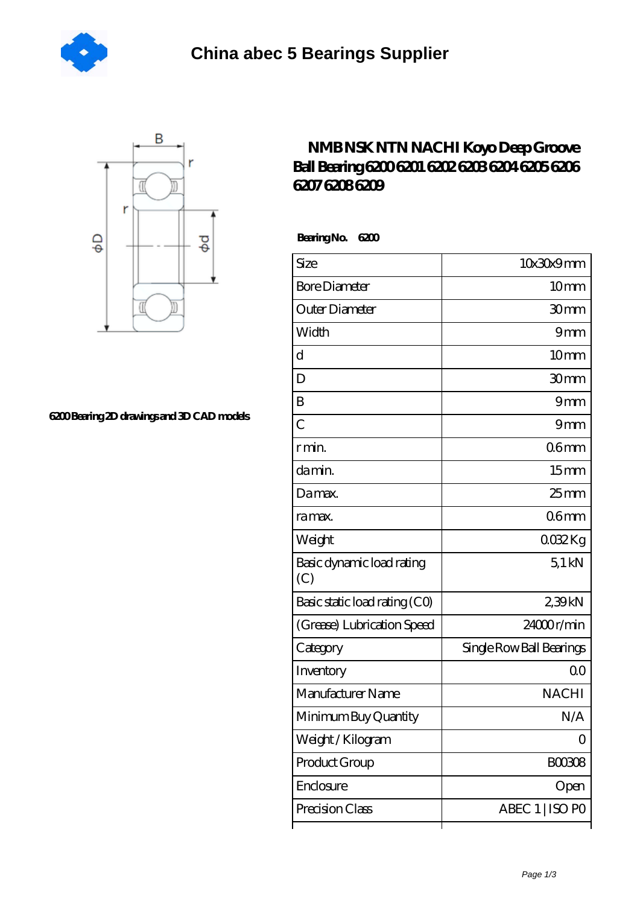# China abec 5 Bearings Supplier

6200 Bearing 2D drawings and 3D CAD models

## NMB NSK NTN NACHI Koyo Deep Groove Ball Bearing 6200 6201 6202 6203 6204 6205 6206 6207 6208 6209

**Bearing No. 6200**

| | |
|---|---|
| Size | 10x30x9 mm |
| Bore Diameter | 10 mm |
| Outer Diameter | 30 mm |
| Width | 9 mm |
| d | 10 mm |
| D | 30 mm |
| B | 9 mm |
| C | 9 mm |
| r min. | 0.6 mm |
| da min. | 15 mm |
| Da max. | 25 mm |
| ra max. | 0.6 mm |
| Weight | 0.032 Kg |
| Basic dynamic load rating (C) | 5,1 kN |
| Basic static load rating (C0) | 2,39 kN |
| (Grease) Lubrication Speed | 24000 r/min |
| Category | Single Row Ball Bearings |
| Inventory | 0.0 |
| Manufacturer Name | NACHI |
| Minimum Buy Quantity | N/A |
| Weight / Kilogram | 0 |
| Product Group | B00308 |
| Enclosure | Open |
| Precision Class | ABEC 1 \| ISO P0 |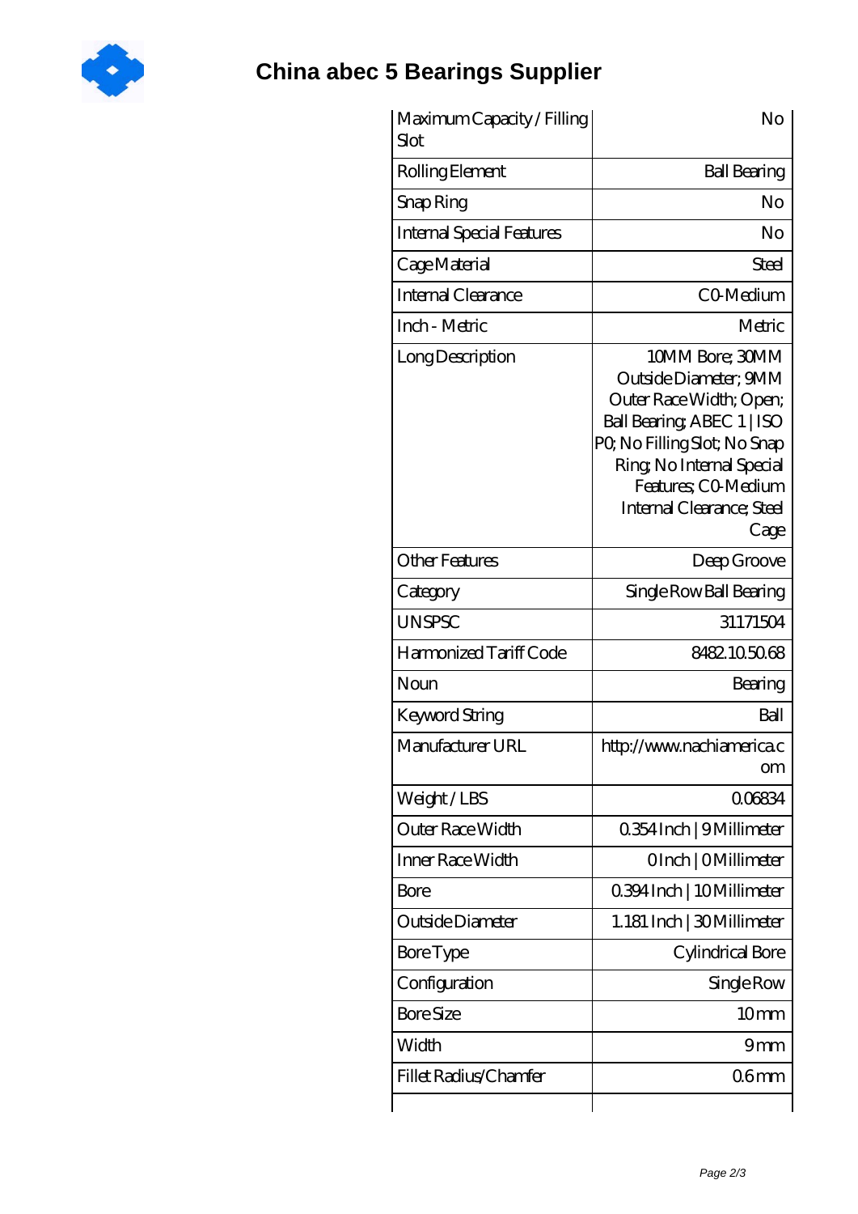# China abec 5 Bearings Supplier

| Maximum Capacity / Filling Slot | No |
|---|---|
| Rolling Element | Ball Bearing |
| Snap Ring | No |
| Internal Special Features | No |
| Cage Material | Steel |
| Internal Clearance | C0-Medium |
| Inch - Metric | Metric |
| Long Description | 10MM Bore; 30MM Outside Diameter; 9MM Outer Race Width; Open; Ball Bearing; ABEC 1 \| ISO P0; No Filling Slot; No Snap Ring; No Internal Special Features; C0-Medium Internal Clearance; Steel Cage |
| Other Features | Deep Groove |
| Category | Single Row Ball Bearing |
| UNSPSC | 31171504 |
| Harmonized Tariff Code | 8482.10.50.68 |
| Noun | Bearing |
| Keyword String | Ball |
| Manufacturer URL | http://www.nachiamerica.com |
| Weight / LBS | 0.06834 |
| Outer Race Width | 0.354 Inch \| 9 Millimeter |
| Inner Race Width | 0 Inch \| 0 Millimeter |
| Bore | 0.394 Inch \| 10 Millimeter |
| Outside Diameter | 1.181 Inch \| 30 Millimeter |
| Bore Type | Cylindrical Bore |
| Configuration | Single Row |
| Bore Size | 10 mm |
| Width | 9 mm |
| Fillet Radius/Chamfer | 0.6 mm |
| | |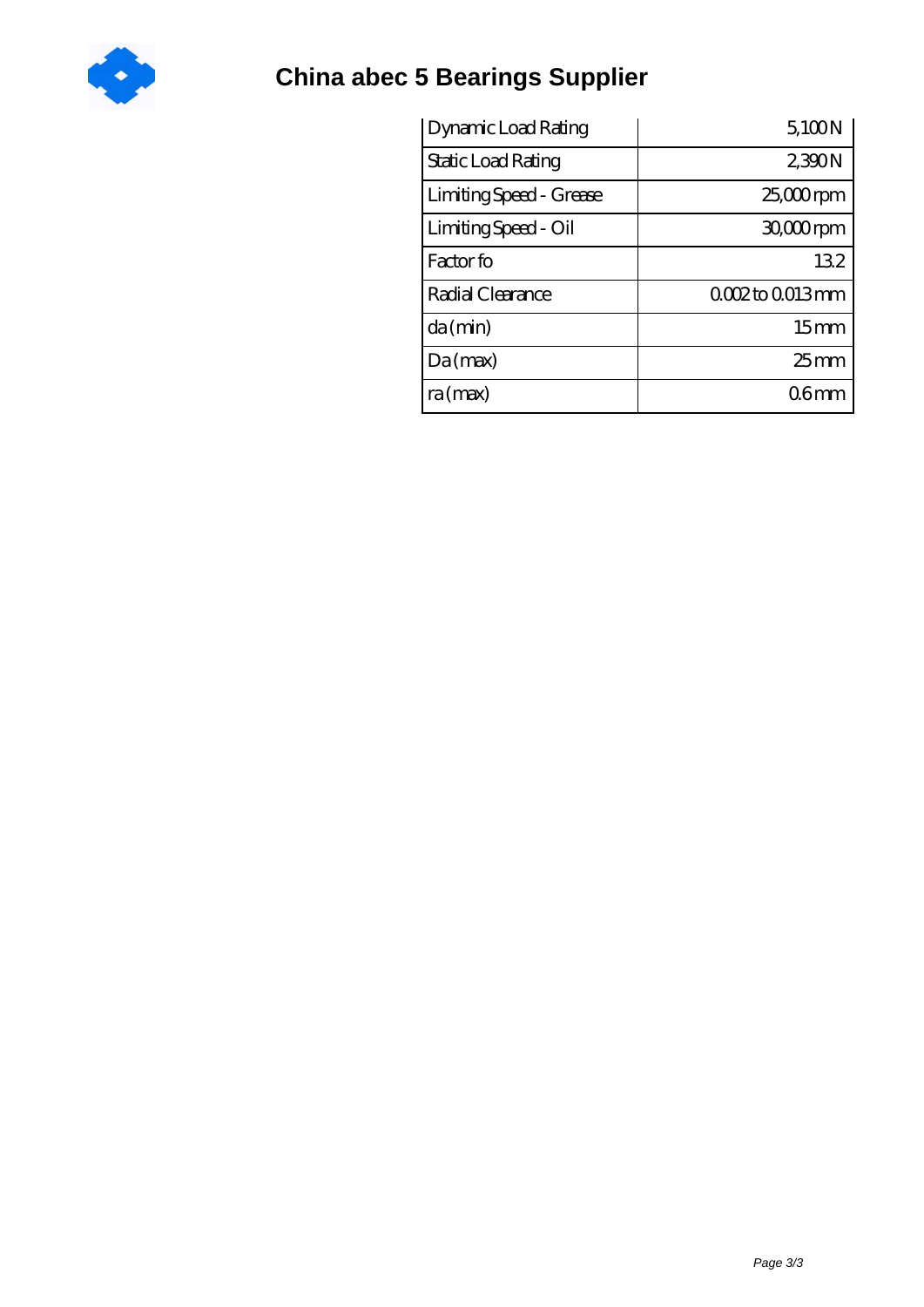# China abec 5 Bearings Supplier

| | |
|---|---|
| Dynamic Load Rating | 5,100 N |
| Static Load Rating | 2,390 N |
| Limiting Speed - Grease | 25,000 rpm |
| Limiting Speed - Oil | 30,000 rpm |
| Factor fo | 13.2 |
| Radial Clearance | 0.002 to 0.013 mm |
| da (min) | 15 mm |
| Da (max) | 25 mm |
| ra (max) | 0.6 mm |